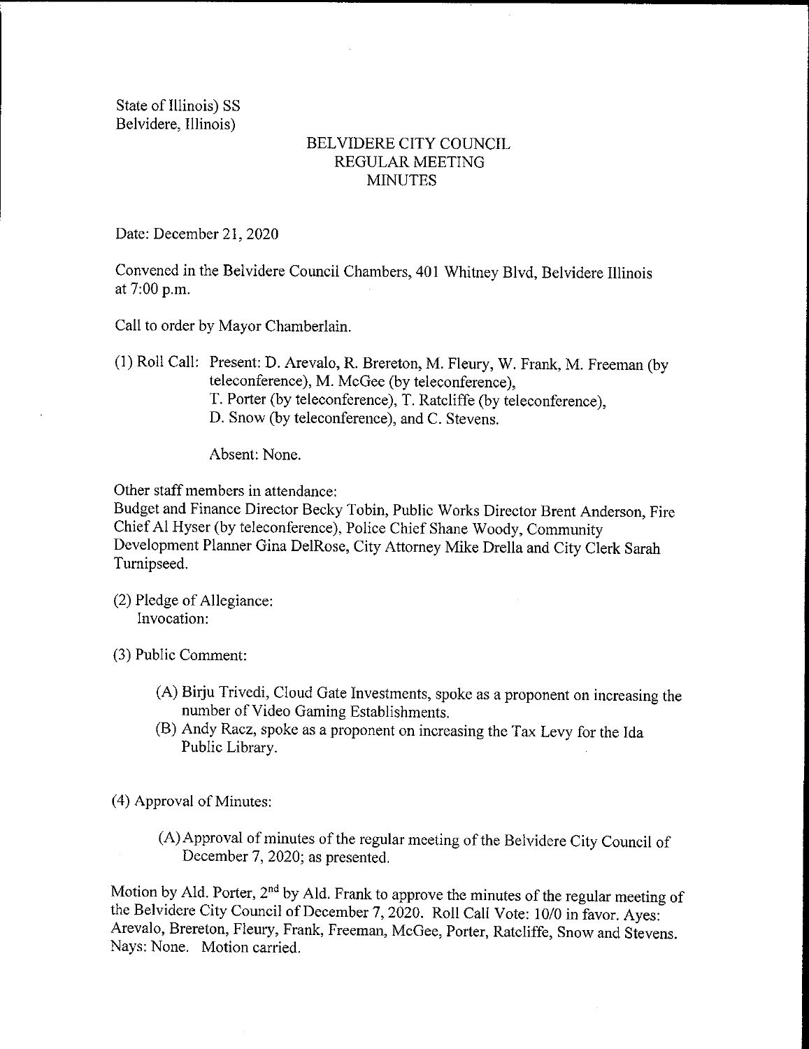State of Illinois) SS
Belvidere, Illinois)

# BELVIDERE CITY COUNCIL
## REGULAR MEETING
## MINUTES

Date: December 21, 2020

Convened in the Belvidere Council Chambers, 401 Whitney Blvd, Belvidere Illinois at 7:00 p.m.

Call to order by Mayor Chamberlain.

(1) Roll Call: Present: D. Arevalo, R. Brereton, M. Fleury, W. Frank, M. Freeman (by teleconference), M. McGee (by teleconference), T. Porter (by teleconference), T. Ratcliffe (by teleconference), D. Snow (by teleconference), and C. Stevens.

Absent: None.

Other staff members in attendance:
Budget and Finance Director Becky Tobin, Public Works Director Brent Anderson, Fire Chief Al Hyser (by teleconference), Police Chief Shane Woody, Community Development Planner Gina DelRose, City Attorney Mike Drella and City Clerk Sarah Turnipseed.

(2) Pledge of Allegiance:
Invocation:

(3) Public Comment:

(A) Birju Trivedi, Cloud Gate Investments, spoke as a proponent on increasing the number of Video Gaming Establishments.
(B) Andy Racz, spoke as a proponent on increasing the Tax Levy for the Ida Public Library.

(4) Approval of Minutes:

(A) Approval of minutes of the regular meeting of the Belvidere City Council of December 7, 2020; as presented.

Motion by Ald. Porter, 2nd by Ald. Frank to approve the minutes of the regular meeting of the Belvidere City Council of December 7, 2020. Roll Call Vote: 10/0 in favor. Ayes: Arevalo, Brereton, Fleury, Frank, Freeman, McGee, Porter, Ratcliffe, Snow and Stevens. Nays: None. Motion carried.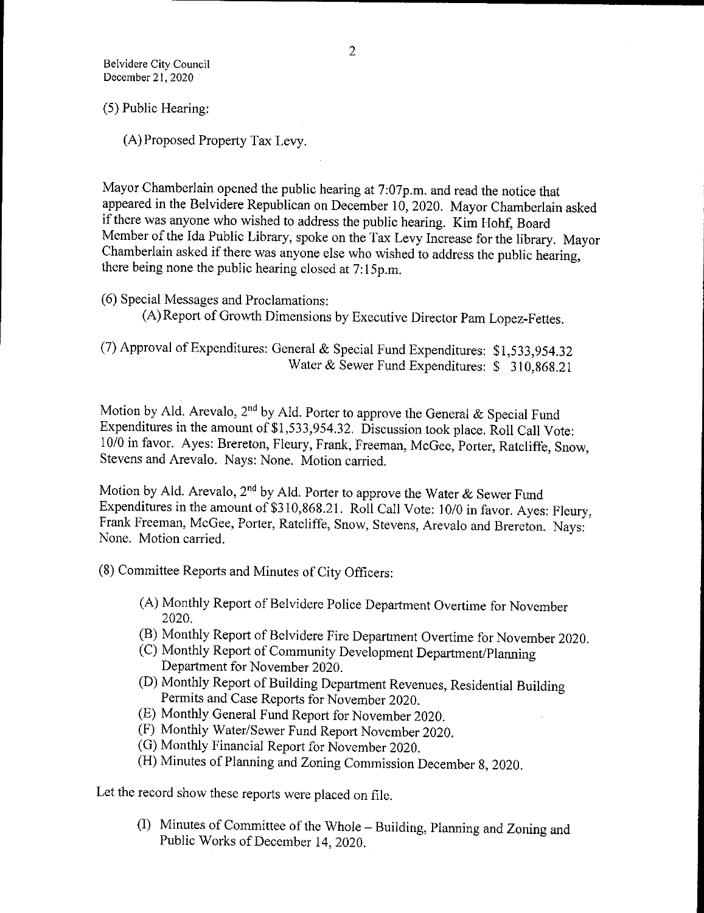(5) Public Hearing:

(A) Proposed Property Tax Levy.

Mayor Chamberlain opened the public hearing at 7:07p.m. and read the notice that appeared in the Belvidere Republican on December 10, 2020. Mayor Chamberlain asked if there was anyone who wished to address the public hearing. Kim Hohf, Board Member of the Ida Public Library, spoke on the Tax Levy Increase for the library. Mayor Chamberlain asked if there was anyone else who wished to address the public hearing, there being none the public hearing closed at 7:15p.m.

(6) Special Messages and Proclamations:

(A) Report of Growth Dimensions by Executive Director Pam Lopez-Fettes.

(7) Approval of Expenditures: General & Special Fund Expenditures: $1,533,954.32
Water & Sewer Fund Expenditures: $ 310,868.21

Motion by Ald. Arevalo, 2nd by Ald. Porter to approve the General & Special Fund Expenditures in the amount of $1,533,954.32. Discussion took place. Roll Call Vote: 10/0 in favor. Ayes: Brereton, Fleury, Frank, Freeman, McGee, Porter, Ratcliffe, Snow, Stevens and Arevalo. Nays: None. Motion carried.

Motion by Ald. Arevalo, 2nd by Ald. Porter to approve the Water & Sewer Fund Expenditures in the amount of $310,868.21. Roll Call Vote: 10/0 in favor. Ayes: Fleury, Frank Freeman, McGee, Porter, Ratcliffe, Snow, Stevens, Arevalo and Brereton. Nays: None. Motion carried.

(8) Committee Reports and Minutes of City Officers:

(A) Monthly Report of Belvidere Police Department Overtime for November 2020.
(B) Monthly Report of Belvidere Fire Department Overtime for November 2020.
(C) Monthly Report of Community Development Department/Planning Department for November 2020.
(D) Monthly Report of Building Department Revenues, Residential Building Permits and Case Reports for November 2020.
(E) Monthly General Fund Report for November 2020.
(F) Monthly Water/Sewer Fund Report November 2020.
(G) Monthly Financial Report for November 2020.
(H) Minutes of Planning and Zoning Commission December 8, 2020.

Let the record show these reports were placed on file.

(I) Minutes of Committee of the Whole – Building, Planning and Zoning and Public Works of December 14, 2020.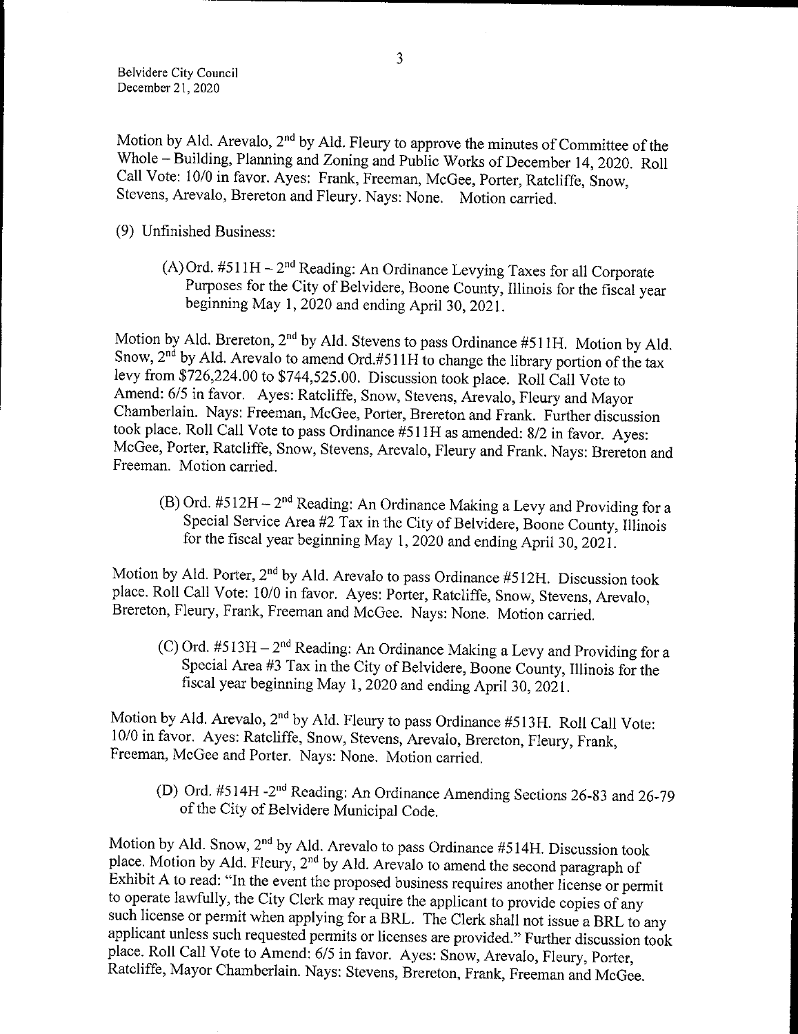Motion by Ald. Arevalo, 2nd by Ald. Fleury to approve the minutes of Committee of the Whole – Building, Planning and Zoning and Public Works of December 14, 2020. Roll Call Vote: 10/0 in favor. Ayes: Frank, Freeman, McGee, Porter, Ratcliffe, Snow, Stevens, Arevalo, Brereton and Fleury. Nays: None. Motion carried.

(9) Unfinished Business:

(A) Ord. #511H – 2nd Reading: An Ordinance Levying Taxes for all Corporate Purposes for the City of Belvidere, Boone County, Illinois for the fiscal year beginning May 1, 2020 and ending April 30, 2021.

Motion by Ald. Brereton, 2nd by Ald. Stevens to pass Ordinance #511H. Motion by Ald. Snow, 2nd by Ald. Arevalo to amend Ord.#511H to change the library portion of the tax levy from $726,224.00 to $744,525.00. Discussion took place. Roll Call Vote to Amend: 6/5 in favor. Ayes: Ratcliffe, Snow, Stevens, Arevalo, Fleury and Mayor Chamberlain. Nays: Freeman, McGee, Porter, Brereton and Frank. Further discussion took place. Roll Call Vote to pass Ordinance #511H as amended: 8/2 in favor. Ayes: McGee, Porter, Ratcliffe, Snow, Stevens, Arevalo, Fleury and Frank. Nays: Brereton and Freeman. Motion carried.

(B) Ord. #512H – 2nd Reading: An Ordinance Making a Levy and Providing for a Special Service Area #2 Tax in the City of Belvidere, Boone County, Illinois for the fiscal year beginning May 1, 2020 and ending April 30, 2021.

Motion by Ald. Porter, 2nd by Ald. Arevalo to pass Ordinance #512H. Discussion took place. Roll Call Vote: 10/0 in favor. Ayes: Porter, Ratcliffe, Snow, Stevens, Arevalo, Brereton, Fleury, Frank, Freeman and McGee. Nays: None. Motion carried.

(C) Ord. #513H – 2nd Reading: An Ordinance Making a Levy and Providing for a Special Area #3 Tax in the City of Belvidere, Boone County, Illinois for the fiscal year beginning May 1, 2020 and ending April 30, 2021.

Motion by Ald. Arevalo, 2nd by Ald. Fleury to pass Ordinance #513H. Roll Call Vote: 10/0 in favor. Ayes: Ratcliffe, Snow, Stevens, Arevalo, Brereton, Fleury, Frank, Freeman, McGee and Porter. Nays: None. Motion carried.

(D) Ord. #514H -2nd Reading: An Ordinance Amending Sections 26-83 and 26-79 of the City of Belvidere Municipal Code.

Motion by Ald. Snow, 2nd by Ald. Arevalo to pass Ordinance #514H. Discussion took place. Motion by Ald. Fleury, 2nd by Ald. Arevalo to amend the second paragraph of Exhibit A to read: "In the event the proposed business requires another license or permit to operate lawfully, the City Clerk may require the applicant to provide copies of any such license or permit when applying for a BRL. The Clerk shall not issue a BRL to any applicant unless such requested permits or licenses are provided." Further discussion took place. Roll Call Vote to Amend: 6/5 in favor. Ayes: Snow, Arevalo, Fleury, Porter, Ratcliffe, Mayor Chamberlain. Nays: Stevens, Brereton, Frank, Freeman and McGee.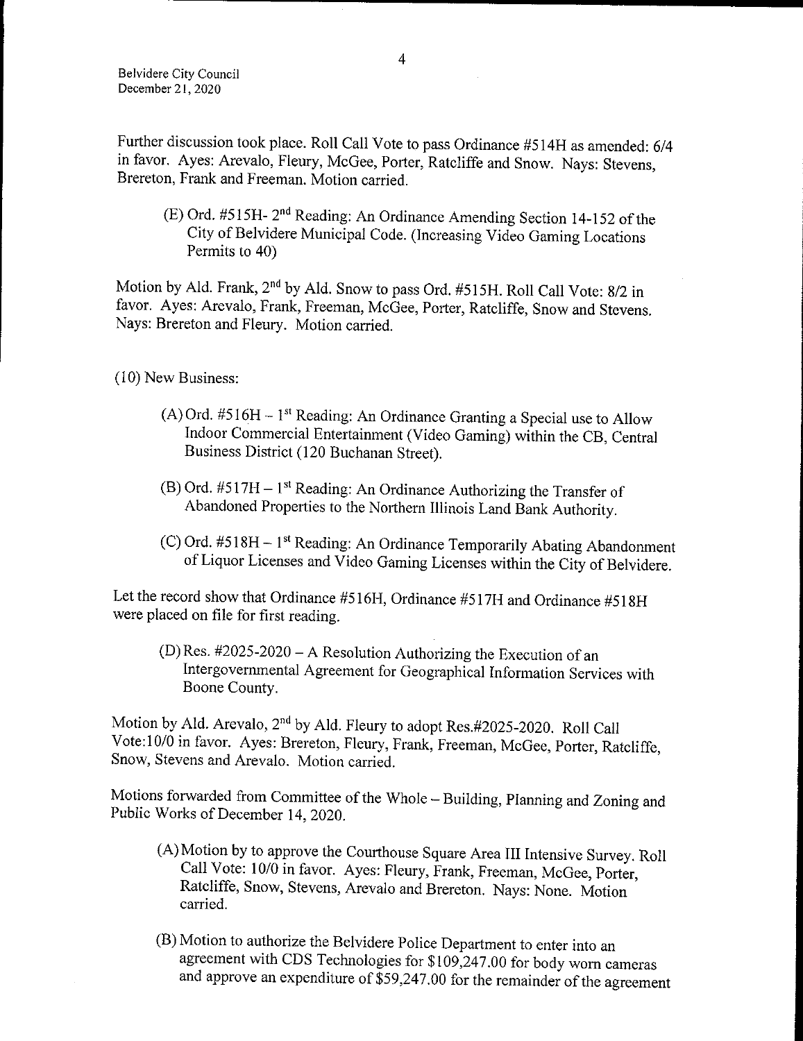Further discussion took place. Roll Call Vote to pass Ordinance #514H as amended: 6/4 in favor. Ayes: Arevalo, Fleury, McGee, Porter, Ratcliffe and Snow. Nays: Stevens, Brereton, Frank and Freeman. Motion carried.

(E) Ord. #515H- 2nd Reading: An Ordinance Amending Section 14-152 of the City of Belvidere Municipal Code. (Increasing Video Gaming Locations Permits to 40)

Motion by Ald. Frank, 2nd by Ald. Snow to pass Ord. #515H. Roll Call Vote: 8/2 in favor. Ayes: Arevalo, Frank, Freeman, McGee, Porter, Ratcliffe, Snow and Stevens. Nays: Brereton and Fleury. Motion carried.

(10) New Business:

(A) Ord. #516H – 1st Reading: An Ordinance Granting a Special use to Allow Indoor Commercial Entertainment (Video Gaming) within the CB, Central Business District (120 Buchanan Street).

(B) Ord. #517H – 1st Reading: An Ordinance Authorizing the Transfer of Abandoned Properties to the Northern Illinois Land Bank Authority.

(C) Ord. #518H – 1st Reading: An Ordinance Temporarily Abating Abandonment of Liquor Licenses and Video Gaming Licenses within the City of Belvidere.

Let the record show that Ordinance #516H, Ordinance #517H and Ordinance #518H were placed on file for first reading.

(D) Res. #2025-2020 – A Resolution Authorizing the Execution of an Intergovernmental Agreement for Geographical Information Services with Boone County.

Motion by Ald. Arevalo, 2nd by Ald. Fleury to adopt Res.#2025-2020. Roll Call Vote:10/0 in favor. Ayes: Brereton, Fleury, Frank, Freeman, McGee, Porter, Ratcliffe, Snow, Stevens and Arevalo. Motion carried.

Motions forwarded from Committee of the Whole – Building, Planning and Zoning and Public Works of December 14, 2020.

(A) Motion by to approve the Courthouse Square Area III Intensive Survey. Roll Call Vote: 10/0 in favor. Ayes: Fleury, Frank, Freeman, McGee, Porter, Ratcliffe, Snow, Stevens, Arevalo and Brereton. Nays: None. Motion carried.

(B) Motion to authorize the Belvidere Police Department to enter into an agreement with CDS Technologies for $109,247.00 for body worn cameras and approve an expenditure of $59,247.00 for the remainder of the agreement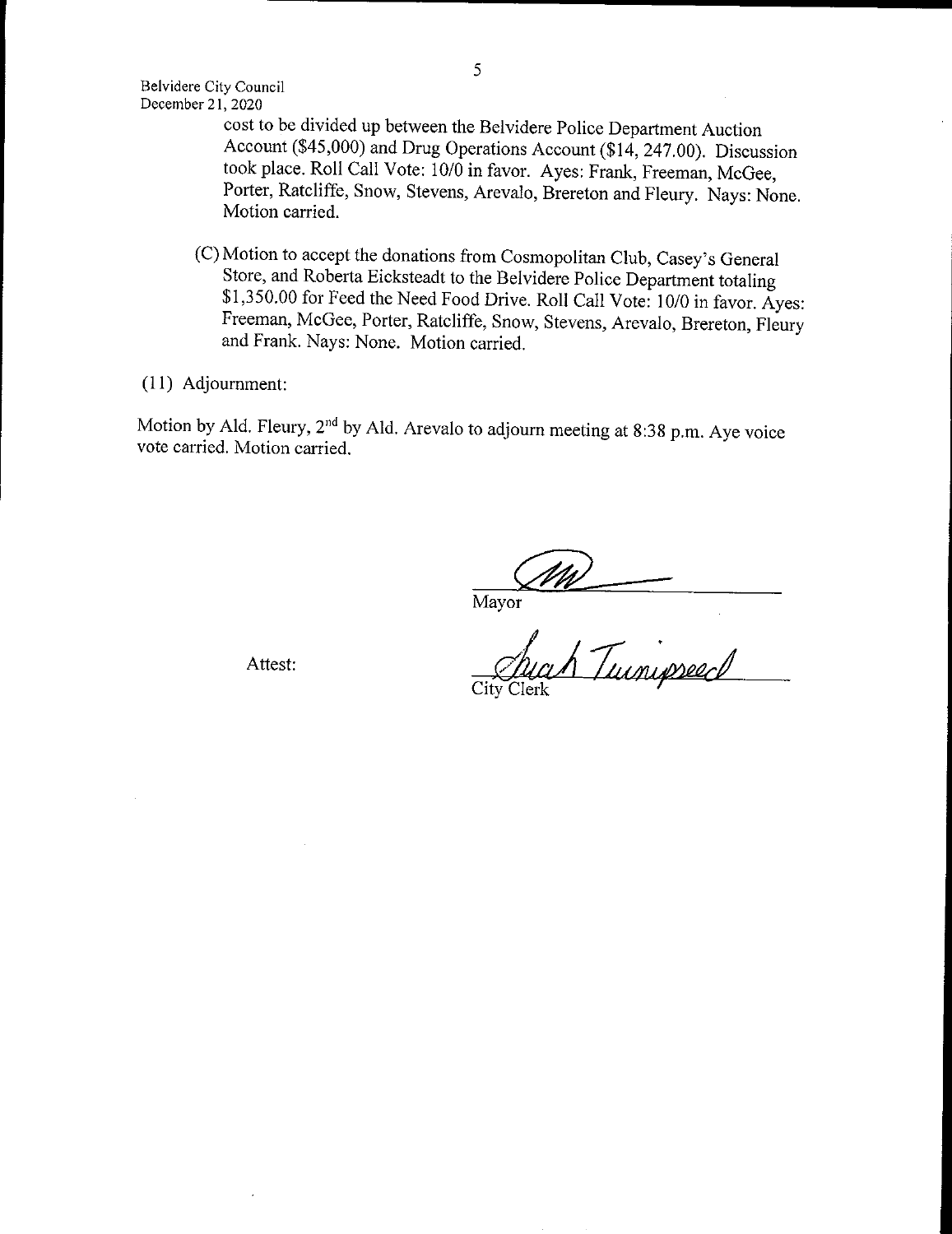cost to be divided up between the Belvidere Police Department Auction Account ($45,000) and Drug Operations Account ($14, 247.00). Discussion took place. Roll Call Vote: 10/0 in favor. Ayes: Frank, Freeman, McGee, Porter, Ratcliffe, Snow, Stevens, Arevalo, Brereton and Fleury. Nays: None. Motion carried.

(C) Motion to accept the donations from Cosmopolitan Club, Casey's General Store, and Roberta Eicksteadt to the Belvidere Police Department totaling $1,350.00 for Feed the Need Food Drive. Roll Call Vote: 10/0 in favor. Ayes: Freeman, McGee, Porter, Ratcliffe, Snow, Stevens, Arevalo, Brereton, Fleury and Frank. Nays: None. Motion carried.

(11) Adjournment:

Motion by Ald. Fleury, 2nd by Ald. Arevalo to adjourn meeting at 8:38 p.m. Aye voice vote carried. Motion carried.

Mayor

Attest:

City Clerk